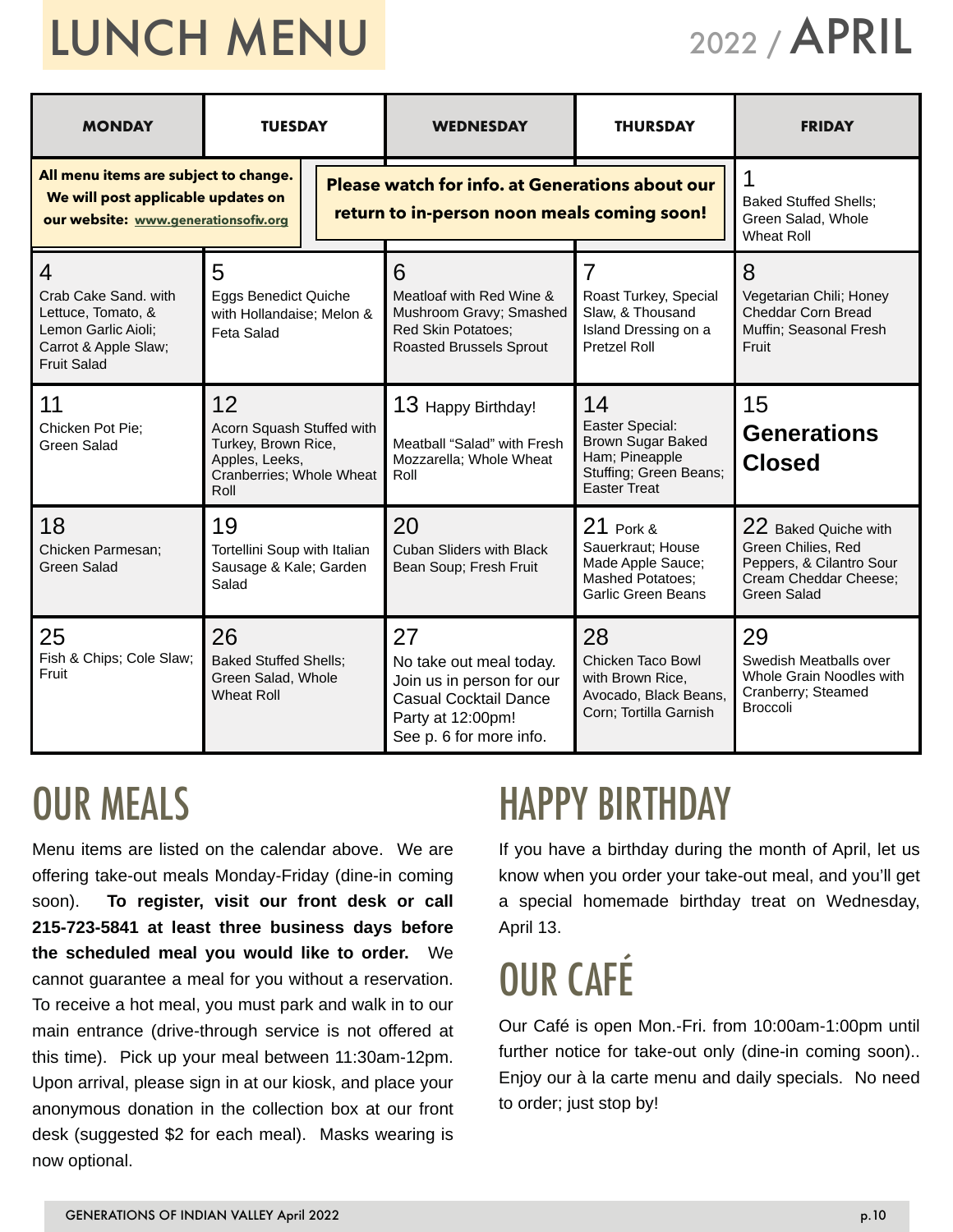# LUNCH MENU

2022 / APRIL

| MONDAY | TUESDAY | WEDNESDAY | THURSDAY | FRIDAY |
|---|---|---|---|---|
| **All menu items are subject to change. We will post applicable updates on our website: www.generationsofiv.org** | **Please watch for info. at Generations about our return to in-person noon meals coming soon!** | | | 1<br>Baked Stuffed Shells; Green Salad, Whole Wheat Roll |
| 4<br>Crab Cake Sand. with Lettuce, Tomato, & Lemon Garlic Aioli; Carrot & Apple Slaw; Fruit Salad | 5<br>Eggs Benedict Quiche with Hollandaise; Melon & Feta Salad | 6<br>Meatloaf with Red Wine & Mushroom Gravy; Smashed Red Skin Potatoes; Roasted Brussels Sprout | 7<br>Roast Turkey, Special Slaw, & Thousand Island Dressing on a Pretzel Roll | 8<br>Vegetarian Chili; Honey Cheddar Corn Bread Muffin; Seasonal Fresh Fruit |
| 11<br>Chicken Pot Pie; Green Salad | 12<br>Acorn Squash Stuffed with Turkey, Brown Rice, Apples, Leeks, Cranberries; Whole Wheat Roll | 13 Happy Birthday!<br>Meatball "Salad" with Fresh Mozzarella; Whole Wheat Roll | 14<br>Easter Special: Brown Sugar Baked Ham; Pineapple Stuffing; Green Beans; Easter Treat | 15<br>**Generations Closed** |
| 18<br>Chicken Parmesan; Green Salad | 19<br>Tortellini Soup with Italian Sausage & Kale; Garden Salad | 20<br>Cuban Sliders with Black Bean Soup; Fresh Fruit | 21 Pork & Sauerkraut; House Made Apple Sauce; Mashed Potatoes; Garlic Green Beans | 22 Baked Quiche with Green Chilies, Red Peppers, & Cilantro Sour Cream Cheddar Cheese; Green Salad |
| 25<br>Fish & Chips; Cole Slaw; Fruit | 26<br>Baked Stuffed Shells; Green Salad, Whole Wheat Roll | 27<br>No take out meal today. Join us in person for our Casual Cocktail Dance Party at 12:00pm! See p. 6 for more info. | 28<br>Chicken Taco Bowl with Brown Rice, Avocado, Black Beans, Corn; Tortilla Garnish | 29<br>Swedish Meatballs over Whole Grain Noodles with Cranberry; Steamed Broccoli |

## OUR MEALS

Menu items are listed on the calendar above. We are offering take-out meals Monday-Friday (dine-in coming soon). **To register, visit our front desk or call 215-723-5841 at least three business days before the scheduled meal you would like to order.** We cannot guarantee a meal for you without a reservation. To receive a hot meal, you must park and walk in to our main entrance (drive-through service is not offered at this time). Pick up your meal between 11:30am-12pm. Upon arrival, please sign in at our kiosk, and place your anonymous donation in the collection box at our front desk (suggested $2 for each meal). Masks wearing is now optional.

## HAPPY BIRTHDAY

If you have a birthday during the month of April, let us know when you order your take-out meal, and you'll get a special homemade birthday treat on Wednesday, April 13.

## OUR CAFÉ

Our Café is open Mon.-Fri. from 10:00am-1:00pm until further notice for take-out only (dine-in coming soon).. Enjoy our à la carte menu and daily specials. No need to order; just stop by!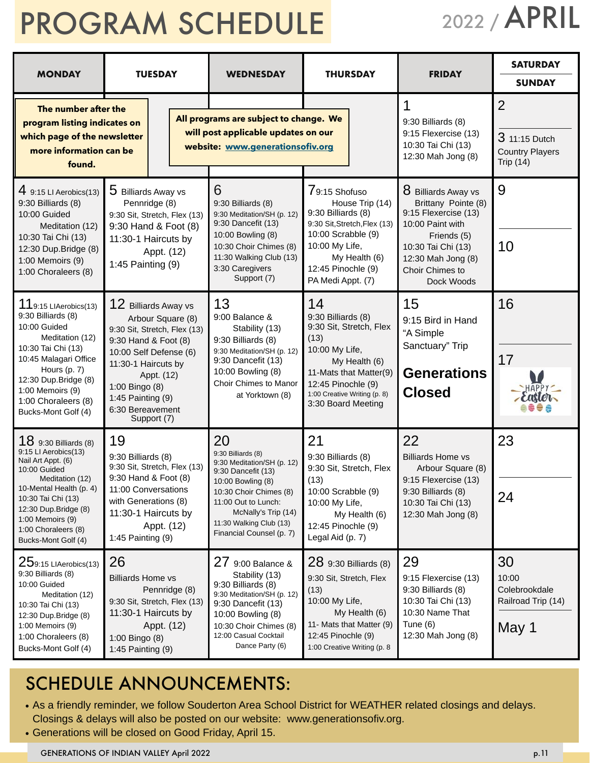# PROGRAM SCHEDULE

## 2022 / APRIL

| MONDAY | TUESDAY | WEDNESDAY | THURSDAY | FRIDAY | SATURDAY / SUNDAY |
|---|---|---|---|---|---|
| **The number after the program listing indicates on which page of the newsletter more information can be found.** | **All programs are subject to change. We will post applicable updates on our website: www.generationsofiv.org** | | | 1<br>9:30 Billiards (8)<br>9:15 Flexercise (13)<br>10:30 Tai Chi (13)<br>12:30 Mah Jong (8) | 2<br><br>3 11:15 Dutch Country Players Trip (14) |
| 4 9:15 LI Aerobics(13)<br>9:30 Billiards (8)<br>10:00 Guided Meditation (12)<br>10:30 Tai Chi (13)<br>12:30 Dup.Bridge (8)<br>1:00 Memoirs (9)<br>1:00 Choraleers (8) | 5 Billiards Away vs Pennridge (8)<br>9:30 Sit, Stretch, Flex (13)<br>9:30 Hand & Foot (8)<br>11:30-1 Haircuts by Appt. (12)<br>1:45 Painting (9) | 6<br>9:30 Billiards (8)<br>9:30 Meditation/SH (p. 12)<br>9:30 Dancefit (13)<br>10:00 Bowling (8)<br>10:30 Choir Chimes (8)<br>11:30 Walking Club (13)<br>3:30 Caregivers Support (7) | 7 9:15 Shofuso House Trip (14)<br>9:30 Billiards (8)<br>9:30 Sit,Stretch,Flex (13)<br>10:00 Scrabble (9)<br>10:00 My Life, My Health (6)<br>12:45 Pinochle (9)<br>PA Medi Appt. (7) | 8 Billiards Away vs Brittany Pointe (8)<br>9:15 Flexercise (13)<br>10:00 Paint with Friends (5)<br>10:30 Tai Chi (13)<br>12:30 Mah Jong (8)<br>Choir Chimes to Dock Woods | 9<br><br>10 |
| 11 9:15 LIAerobics(13)<br>9:30 Billiards (8)<br>10:00 Guided Meditation (12)<br>10:30 Tai Chi (13)<br>10:45 Malagari Office Hours (p. 7)<br>12:30 Dup.Bridge (8)<br>1:00 Memoirs (9)<br>1:00 Choraleers (8)<br>Bucks-Mont Golf (4) | 12 Billiards Away vs Arbour Square (8)<br>9:30 Sit, Stretch, Flex (13)<br>9:30 Hand & Foot (8)<br>10:00 Self Defense (6)<br>11:30-1 Haircuts by Appt. (12)<br>1:00 Bingo (8)<br>1:45 Painting (9)<br>6:30 Bereavement Support (7) | 13<br>9:00 Balance & Stability (13)<br>9:30 Billiards (8)<br>9:30 Meditation/SH (p. 12)<br>9:30 Dancefit (13)<br>10:00 Bowling (8)<br>Choir Chimes to Manor at Yorktown (8) | 14<br>9:30 Billiards (8)<br>9:30 Sit, Stretch, Flex (13)<br>10:00 My Life, My Health (6)<br>11-Mats that Matter(9)<br>12:45 Pinochle (9)<br>1:00 Creative Writing (p. 8)<br>3:30 Board Meeting | 15<br>9:15 Bird in Hand "A Simple Sanctuary" Trip<br>**Generations Closed** | 16<br><br>17 HAPPY Easter |
| 18 9:30 Billiards (8)<br>9:15 LI Aerobics(13)<br>Nail Art Appt. (6)<br>10:00 Guided Meditation (12)<br>10-Mental Health (p. 4)<br>10:30 Tai Chi (13)<br>12:30 Dup.Bridge (8)<br>1:00 Memoirs (9)<br>1:00 Choraleers (8)<br>Bucks-Mont Golf (4) | 19<br>9:30 Billiards (8)<br>9:30 Sit, Stretch, Flex (13)<br>9:30 Hand & Foot (8)<br>11:00 Conversations with Generations (8)<br>11:30-1 Haircuts by Appt. (12)<br>1:45 Painting (9) | 20<br>9:30 Billiards (8)<br>9:30 Meditation/SH (p. 12)<br>9:30 Dancefit (13)<br>10:00 Bowling (8)<br>10:30 Choir Chimes (8)<br>11:00 Out to Lunch: McNally's Trip (14)<br>11:30 Walking Club (13)<br>Financial Counsel (p. 7) | 21<br>9:30 Billiards (8)<br>9:30 Sit, Stretch, Flex (13)<br>10:00 Scrabble (9)<br>10:00 My Life, My Health (6)<br>12:45 Pinochle (9)<br>Legal Aid (p. 7) | 22<br>Billiards Home vs Arbour Square (8)<br>9:15 Flexercise (13)<br>9:30 Billiards (8)<br>10:30 Tai Chi (13)<br>12:30 Mah Jong (8) | 23<br><br>24 |
| 25 9:15 LIAerobics(13)<br>9:30 Billiards (8)<br>10:00 Guided Meditation (12)<br>10:30 Tai Chi (13)<br>12:30 Dup.Bridge (8)<br>1:00 Memoirs (9)<br>1:00 Choraleers (8)<br>Bucks-Mont Golf (4) | 26<br>Billiards Home vs Pennridge (8)<br>9:30 Sit, Stretch, Flex (13)<br>11:30-1 Haircuts by Appt. (12)<br>1:00 Bingo (8)<br>1:45 Painting (9) | 27 9:00 Balance & Stability (13)<br>9:30 Billiards (8)<br>9:30 Meditation/SH (p. 12)<br>9:30 Dancefit (13)<br>10:00 Bowling (8)<br>10:30 Choir Chimes (8)<br>12:00 Casual Cocktail Dance Party (6) | 28 9:30 Billiards (8)<br>9:30 Sit, Stretch, Flex (13)<br>10:00 My Life, My Health (6)<br>11- Mats that Matter (9)<br>12:45 Pinochle (9)<br>1:00 Creative Writing (p. 8 | 29<br>9:15 Flexercise (13)<br>9:30 Billiards (8)<br>10:30 Tai Chi (13)<br>10:30 Name That Tune (6)<br>12:30 Mah Jong (8) | 30<br>10:00 Colebrookdale Railroad Trip (14)<br><br>May 1 |

## SCHEDULE ANNOUNCEMENTS:

- As a friendly reminder, we follow Souderton Area School District for WEATHER related closings and delays. Closings & delays will also be posted on our website: www.generationsofiv.org.
- Generations will be closed on Good Friday, April 15.